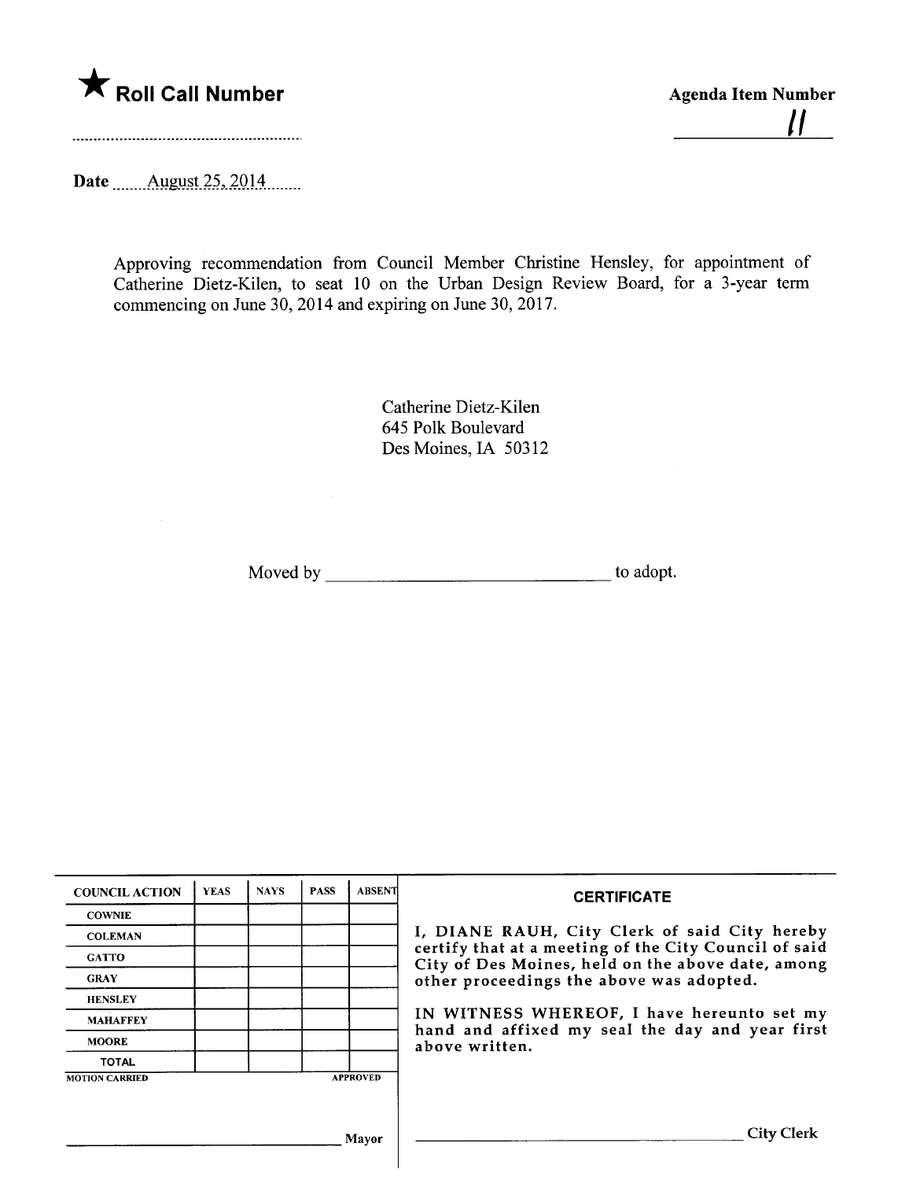★ **Roll Call Number**

**Agenda Item Number**

11

**Date** August 25, 2014

Approving recommendation from Council Member Christine Hensley, for appointment of Catherine Dietz-Kilen, to seat 10 on the Urban Design Review Board, for a 3-year term commencing on June 30, 2014 and expiring on June 30, 2017.

Catherine Dietz-Kilen
645 Polk Boulevard
Des Moines, IA 50312

Moved by ______________________________ to adopt.

| COUNCIL ACTION | YEAS | NAYS | PASS | ABSENT |
|---|---|---|---|---|
| COWNIE | | | | |
| COLEMAN | | | | |
| GATTO | | | | |
| GRAY | | | | |
| HENSLEY | | | | |
| MAHAFFEY | | | | |
| MOORE | | | | |
| TOTAL | | | | |

MOTION CARRIED APPROVED

______________________________ Mayor

**CERTIFICATE**

I, DIANE RAUH, City Clerk of said City hereby certify that at a meeting of the City Council of said City of Des Moines, held on the above date, among other proceedings the above was adopted.

IN WITNESS WHEREOF, I have hereunto set my hand and affixed my seal the day and year first above written.

______________________________ City Clerk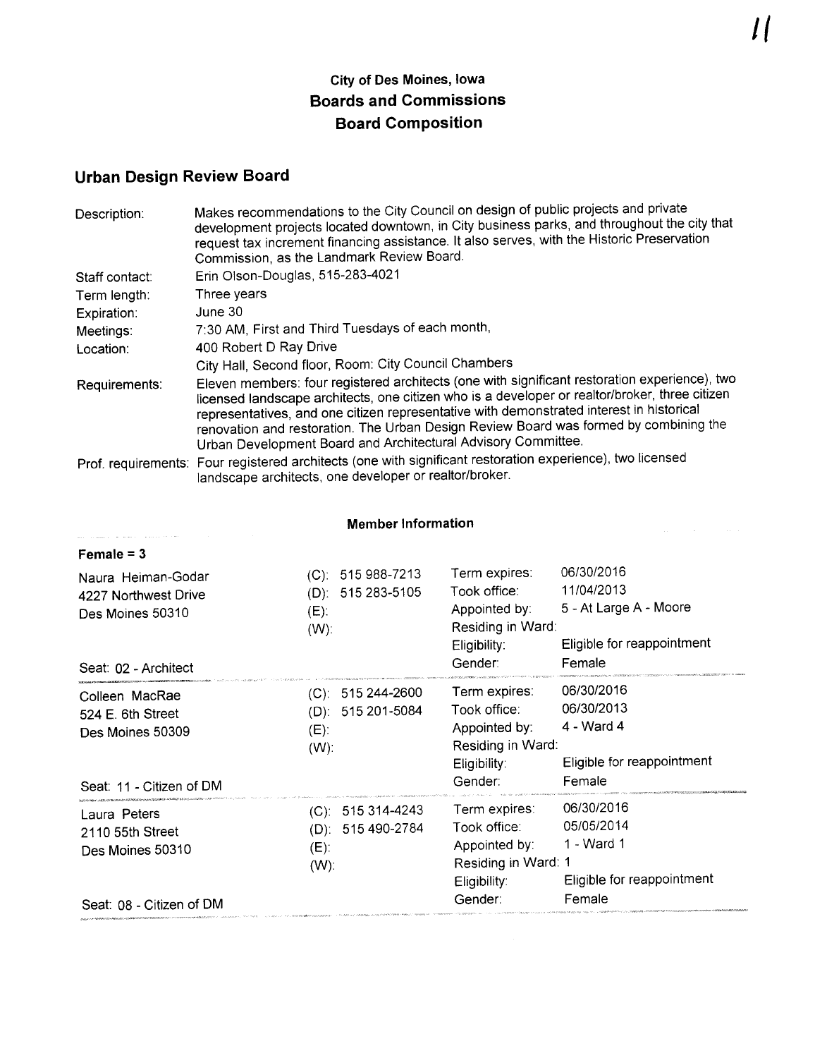## City of Des Moines, Iowa
## Boards and Commissions
## Board Composition

## Urban Design Review Board

| | |
|---|---|
| Description: | Makes recommendations to the City Council on design of public projects and private development projects located downtown, in City business parks, and throughout the city that request tax increment financing assistance. It also serves, with the Historic Preservation Commission, as the Landmark Review Board. |
| Staff contact: | Erin Olson-Douglas, 515-283-4021 |
| Term length: | Three years |
| Expiration: | June 30 |
| Meetings: | 7:30 AM, First and Third Tuesdays of each month, |
| Location: | 400 Robert D Ray Drive<br>City Hall, Second floor, Room: City Council Chambers |
| Requirements: | Eleven members: four registered architects (one with significant restoration experience), two licensed landscape architects, one citizen who is a developer or realtor/broker, three citizen representatives, and one citizen representative with demonstrated interest in historical renovation and restoration. The Urban Design Review Board was formed by combining the Urban Development Board and Architectural Advisory Committee. |
| Prof. requirements: | Four registered architects (one with significant restoration experience), two licensed landscape architects, one developer or realtor/broker. |

### Member Information

**Female = 3**

| Member | Phone | Details | |
|---|---|---|---|
| Naura Heiman-Godar<br>4227 Northwest Drive<br>Des Moines 50310<br><br>Seat: 02 - Architect | (C): 515 988-7213<br>(D): 515 283-5105<br>(E):<br>(W): | Term expires:<br>Took office:<br>Appointed by:<br>Residing in Ward:<br>Eligibility:<br>Gender: | 06/30/2016<br>11/04/2013<br>5 - At Large A - Moore<br><br>Eligible for reappointment<br>Female |
| Colleen MacRae<br>524 E. 6th Street<br>Des Moines 50309<br><br>Seat: 11 - Citizen of DM | (C): 515 244-2600<br>(D): 515 201-5084<br>(E):<br>(W): | Term expires:<br>Took office:<br>Appointed by:<br>Residing in Ward:<br>Eligibility:<br>Gender: | 06/30/2016<br>06/30/2013<br>4 - Ward 4<br><br>Eligible for reappointment<br>Female |
| Laura Peters<br>2110 55th Street<br>Des Moines 50310<br><br>Seat: 08 - Citizen of DM | (C): 515 314-4243<br>(D): 515 490-2784<br>(E):<br>(W): | Term expires:<br>Took office:<br>Appointed by:<br>Residing in Ward:<br>Eligibility:<br>Gender: | 06/30/2016<br>05/05/2014<br>1 - Ward 1<br>1<br>Eligible for reappointment<br>Female |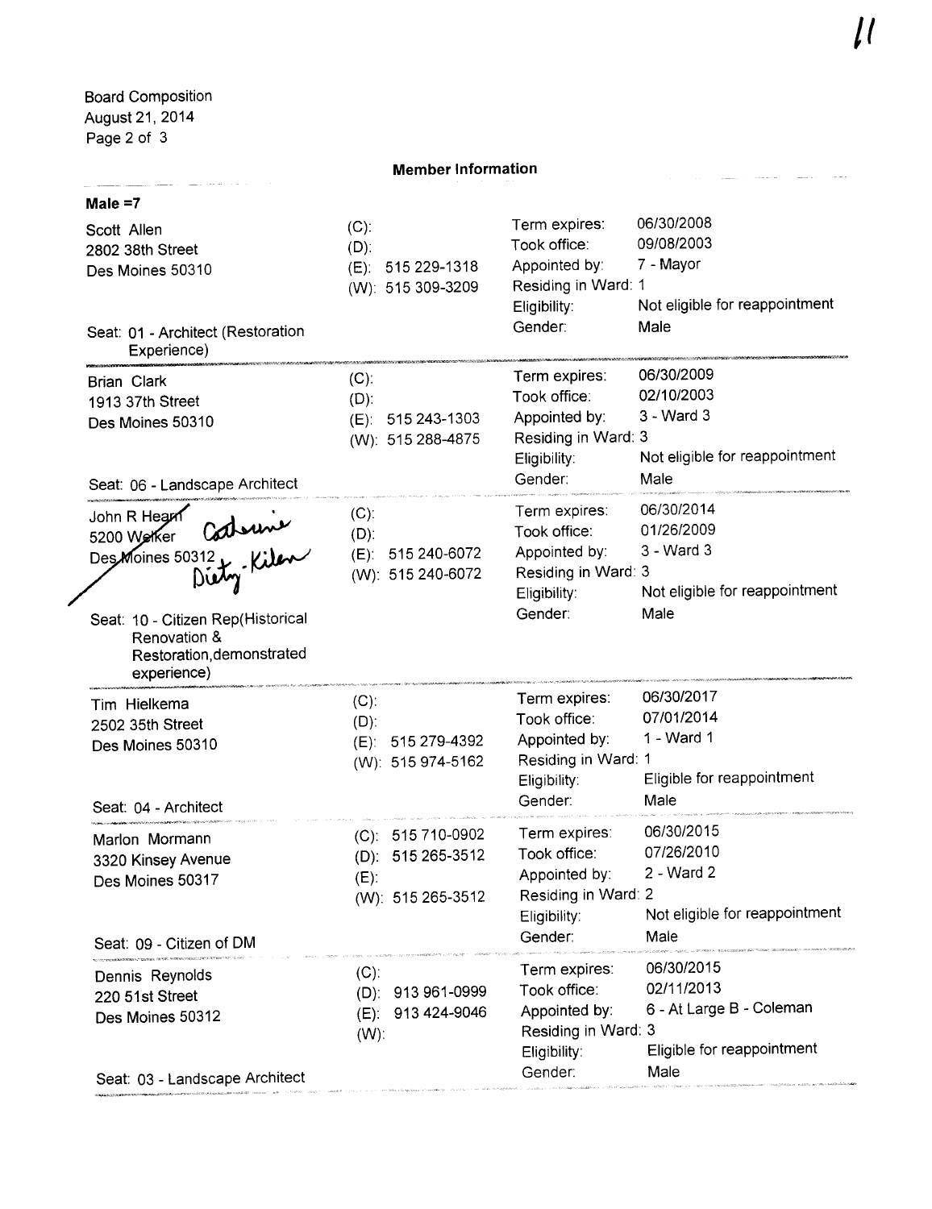Board Composition
August 21, 2014

## Member Information

**Male =7**

Scott Allen
2802 38th Street
Des Moines 50310

(C):
(D):
(E): 515 229-1318
(W): 515 309-3209

Term expires: 06/30/2008
Took office: 09/08/2003
Appointed by: 7 - Mayor
Residing in Ward: 1
Eligibility: Not eligible for reappointment
Gender: Male

Seat: 01 - Architect (Restoration Experience)

---

Brian Clark
1913 37th Street
Des Moines 50310

(C):
(D):
(E): 515 243-1303
(W): 515 288-4875

Term expires: 06/30/2009
Took office: 02/10/2003
Appointed by: 3 - Ward 3
Residing in Ward: 3
Eligibility: Not eligible for reappointment
Gender: Male

Seat: 06 - Landscape Architect

---

John R Hearn
5200 Welker
Des Moines 50312

*Catherine Dietz-Kilen*

(C):
(D):
(E): 515 240-6072
(W): 515 240-6072

Term expires: 06/30/2014
Took office: 01/26/2009
Appointed by: 3 - Ward 3
Residing in Ward: 3
Eligibility: Not eligible for reappointment
Gender: Male

Seat: 10 - Citizen Rep(Historical Renovation & Restoration,demonstrated experience)

---

Tim Hielkema
2502 35th Street
Des Moines 50310

(C):
(D):
(E): 515 279-4392
(W): 515 974-5162

Term expires: 06/30/2017
Took office: 07/01/2014
Appointed by: 1 - Ward 1
Residing in Ward: 1
Eligibility: Eligible for reappointment
Gender: Male

Seat: 04 - Architect

---

Marlon Mormann
3320 Kinsey Avenue
Des Moines 50317

(C): 515 710-0902
(D): 515 265-3512
(E):
(W): 515 265-3512

Term expires: 06/30/2015
Took office: 07/26/2010
Appointed by: 2 - Ward 2
Residing in Ward: 2
Eligibility: Not eligible for reappointment
Gender: Male

Seat: 09 - Citizen of DM

---

Dennis Reynolds
220 51st Street
Des Moines 50312

(C):
(D): 913 961-0999
(E): 913 424-9046
(W):

Term expires: 06/30/2015
Took office: 02/11/2013
Appointed by: 6 - At Large B - Coleman
Residing in Ward: 3
Eligibility: Eligible for reappointment
Gender: Male

Seat: 03 - Landscape Architect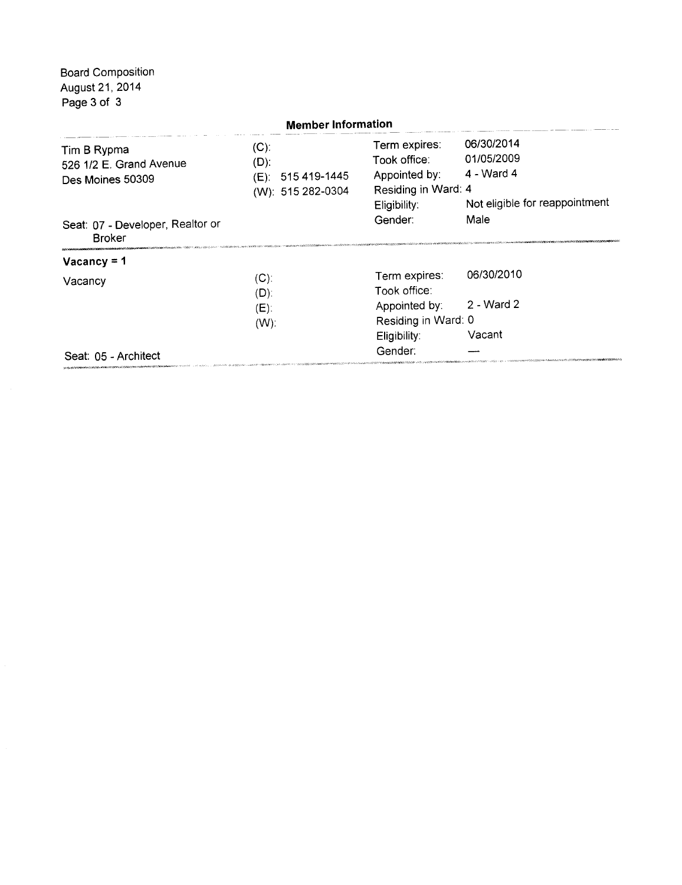Board Composition
August 21, 2014

## Member Information

| | | | |
|---|---|---|---|
| Tim B Rypma<br>526 1/2 E. Grand Avenue<br>Des Moines 50309<br><br>Seat: 07 - Developer, Realtor or Broker | (C):<br>(D):<br>(E): 515 419-1445<br>(W): 515 282-0304 | Term expires:<br>Took office:<br>Appointed by:<br>Residing in Ward: 4<br>Eligibility:<br>Gender: | 06/30/2014<br>01/05/2009<br>4 - Ward 4<br><br>Not eligible for reappointment<br>Male |

**Vacancy = 1**

| | | | |
|---|---|---|---|
| Vacancy<br><br>Seat: 05 - Architect | (C):<br>(D):<br>(E):<br>(W): | Term expires:<br>Took office:<br>Appointed by:<br>Residing in Ward: 0<br>Eligibility:<br>Gender: | 06/30/2010<br><br>2 - Ward 2<br><br>Vacant<br>— |